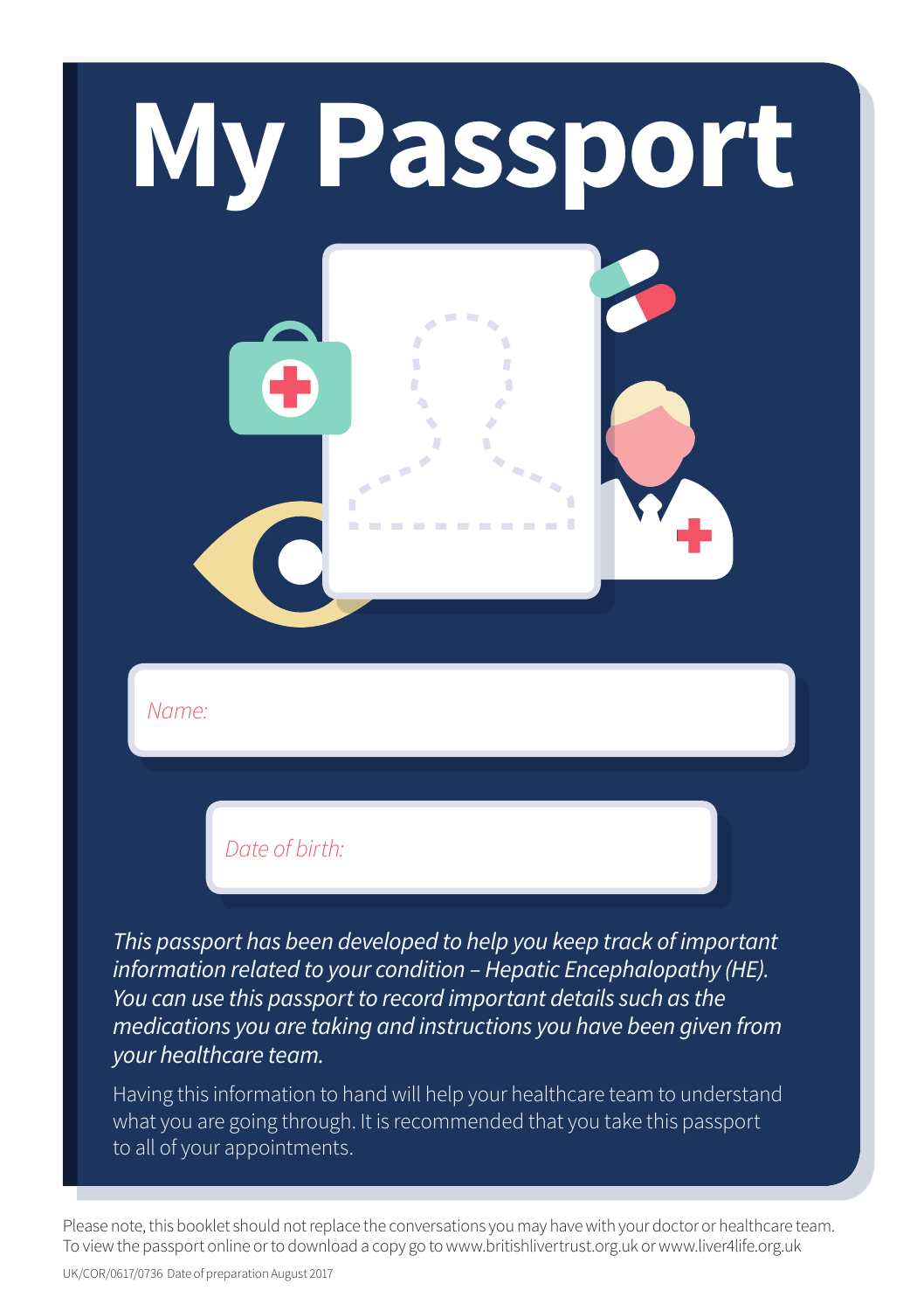# My Passport

Name:

Date of birth:

*This passport has been developed to help you keep track of important information related to your condition – Hepatic Encephalopathy (HE). You can use this passport to record important details such as the medications you are taking and instructions you have been given from your healthcare team.*

Having this information to hand will help your healthcare team to understand what you are going through. It is recommended that you take this passport to all of your appointments.

Please note, this booklet should not replace the conversations you may have with your doctor or healthcare team. To view the passport online or to download a copy go to www.britishlivertrust.org.uk or www.liver4life.org.uk

UK/COR/0617/0736 Date of preparation August 2017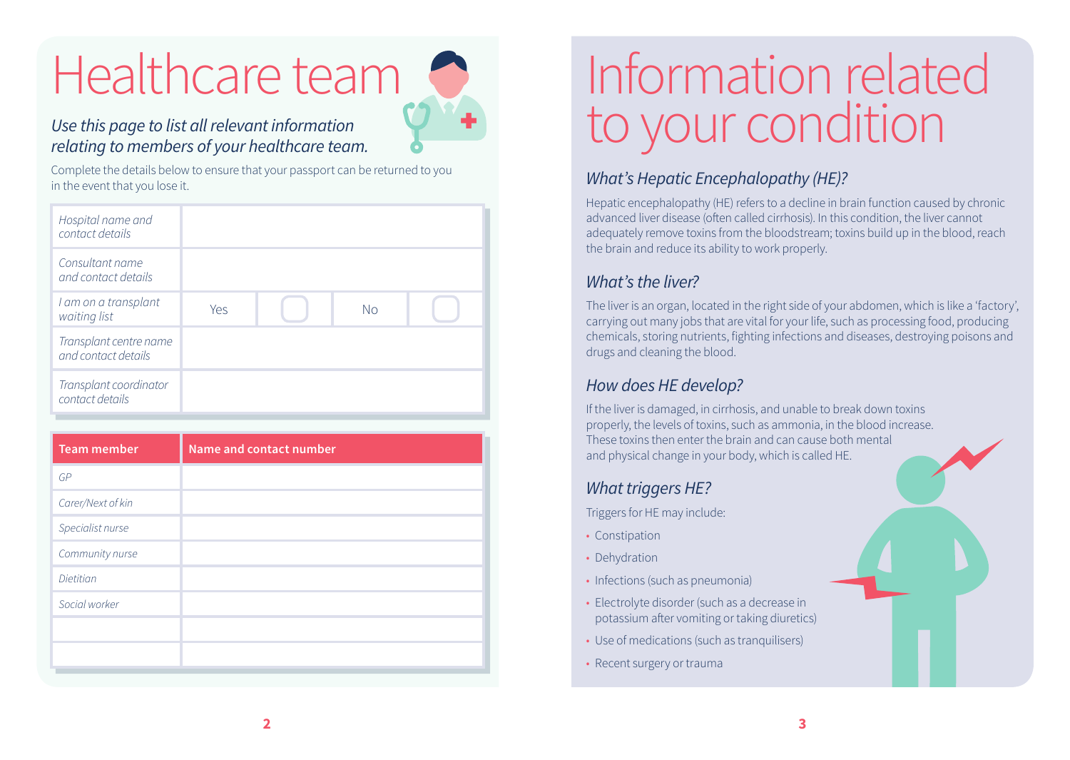# Healthcare team

*Use this page to list all relevant information relating to members of your healthcare team.*

Complete the details below to ensure that your passport can be returned to you in the event that you lose it.

| | | | | |
|---|---|---|---|---|
| *Hospital name and contact details* | | | | |
| *Consultant name and contact details* | | | | |
| *I am on a transplant waiting list* | Yes | ☐ | No | ☐ |
| *Transplant centre name and contact details* | | | | |
| *Transplant coordinator contact details* | | | | |

| Team member | Name and contact number |
|---|---|
| *GP* | |
| *Carer/Next of kin* | |
| *Specialist nurse* | |
| *Community nurse* | |
| *Dietitian* | |
| *Social worker* | |
| | |
| | |

# Information related to your condition

## *What's Hepatic Encephalopathy (HE)?*

Hepatic encephalopathy (HE) refers to a decline in brain function caused by chronic advanced liver disease (often called cirrhosis). In this condition, the liver cannot adequately remove toxins from the bloodstream; toxins build up in the blood, reach the brain and reduce its ability to work properly.

## *What's the liver?*

The liver is an organ, located in the right side of your abdomen, which is like a 'factory', carrying out many jobs that are vital for your life, such as processing food, producing chemicals, storing nutrients, fighting infections and diseases, destroying poisons and drugs and cleaning the blood.

## *How does HE develop?*

If the liver is damaged, in cirrhosis, and unable to break down toxins properly, the levels of toxins, such as ammonia, in the blood increase. These toxins then enter the brain and can cause both mental and physical change in your body, which is called HE.

## *What triggers HE?*

Triggers for HE may include:

- Constipation
- Dehydration
- Infections (such as pneumonia)
- Electrolyte disorder (such as a decrease in potassium after vomiting or taking diuretics)
- Use of medications (such as tranquilisers)
- Recent surgery or trauma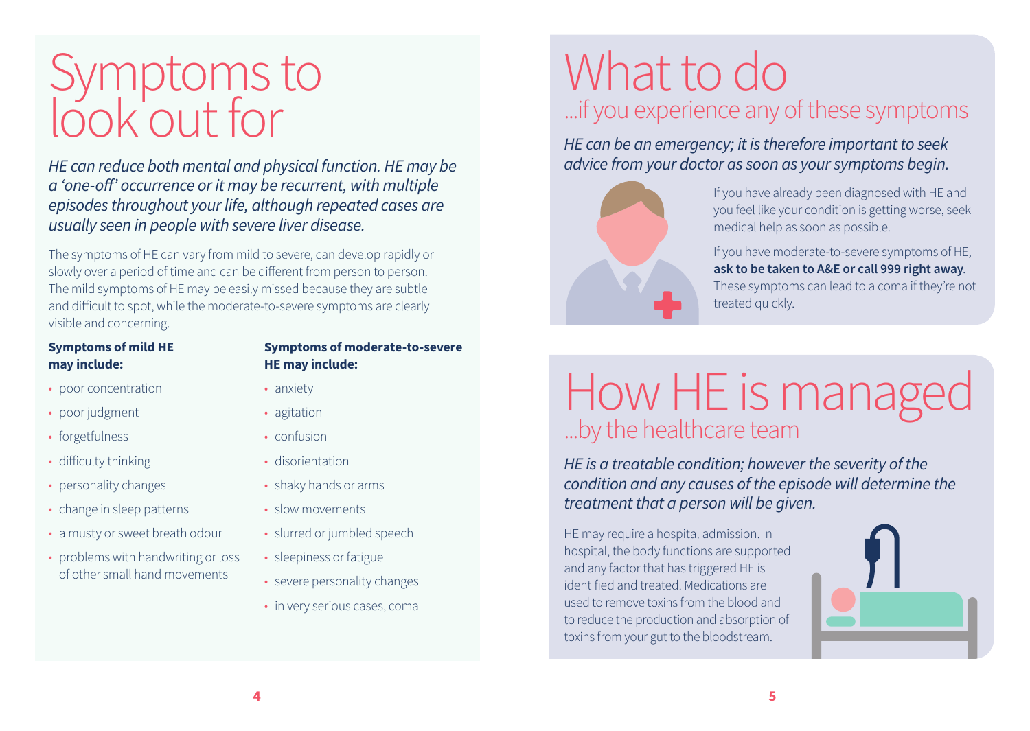# Symptoms to look out for

*HE can reduce both mental and physical function. HE may be a 'one-off' occurrence or it may be recurrent, with multiple episodes throughout your life, although repeated cases are usually seen in people with severe liver disease.*

The symptoms of HE can vary from mild to severe, can develop rapidly or slowly over a period of time and can be different from person to person. The mild symptoms of HE may be easily missed because they are subtle and difficult to spot, while the moderate-to-severe symptoms are clearly visible and concerning.

**Symptoms of mild HE may include:**

- poor concentration
- poor judgment
- forgetfulness
- difficulty thinking
- personality changes
- change in sleep patterns
- a musty or sweet breath odour
- problems with handwriting or loss of other small hand movements

**Symptoms of moderate-to-severe HE may include:**

- anxiety
- agitation
- confusion
- disorientation
- shaky hands or arms
- slow movements
- slurred or jumbled speech
- sleepiness or fatigue
- severe personality changes
- in very serious cases, coma

# What to do

## ...if you experience any of these symptoms

*HE can be an emergency; it is therefore important to seek advice from your doctor as soon as your symptoms begin.*

If you have already been diagnosed with HE and you feel like your condition is getting worse, seek medical help as soon as possible.

If you have moderate-to-severe symptoms of HE, **ask to be taken to A&E or call 999 right away**. These symptoms can lead to a coma if they're not treated quickly.

# How HE is managed

## ...by the healthcare team

*HE is a treatable condition; however the severity of the condition and any causes of the episode will determine the treatment that a person will be given.*

HE may require a hospital admission. In hospital, the body functions are supported and any factor that has triggered HE is identified and treated. Medications are used to remove toxins from the blood and to reduce the production and absorption of toxins from your gut to the bloodstream.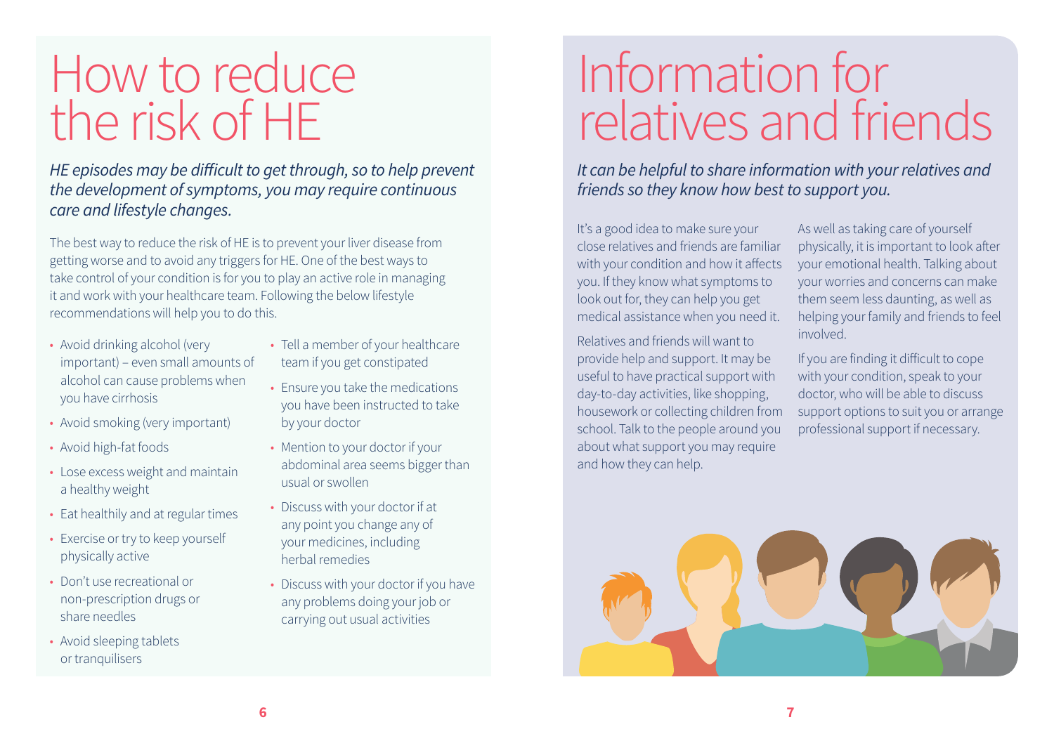# How to reduce the risk of HE

*HE episodes may be difficult to get through, so to help prevent the development of symptoms, you may require continuous care and lifestyle changes.*

The best way to reduce the risk of HE is to prevent your liver disease from getting worse and to avoid any triggers for HE. One of the best ways to take control of your condition is for you to play an active role in managing it and work with your healthcare team. Following the below lifestyle recommendations will help you to do this.

- Avoid drinking alcohol (very important) – even small amounts of alcohol can cause problems when you have cirrhosis
- Avoid smoking (very important)
- Avoid high-fat foods
- Lose excess weight and maintain a healthy weight
- Eat healthily and at regular times
- Exercise or try to keep yourself physically active
- Don't use recreational or non-prescription drugs or share needles
- Avoid sleeping tablets or tranquilisers
- Tell a member of your healthcare team if you get constipated
- Ensure you take the medications you have been instructed to take by your doctor
- Mention to your doctor if your abdominal area seems bigger than usual or swollen
- Discuss with your doctor if at any point you change any of your medicines, including herbal remedies
- Discuss with your doctor if you have any problems doing your job or carrying out usual activities

# Information for relatives and friends

*It can be helpful to share information with your relatives and friends so they know how best to support you.*

It's a good idea to make sure your close relatives and friends are familiar with your condition and how it affects you. If they know what symptoms to look out for, they can help you get medical assistance when you need it.

Relatives and friends will want to provide help and support. It may be useful to have practical support with day-to-day activities, like shopping, housework or collecting children from school. Talk to the people around you about what support you may require and how they can help.

As well as taking care of yourself physically, it is important to look after your emotional health. Talking about your worries and concerns can make them seem less daunting, as well as helping your family and friends to feel involved.

If you are finding it difficult to cope with your condition, speak to your doctor, who will be able to discuss support options to suit you or arrange professional support if necessary.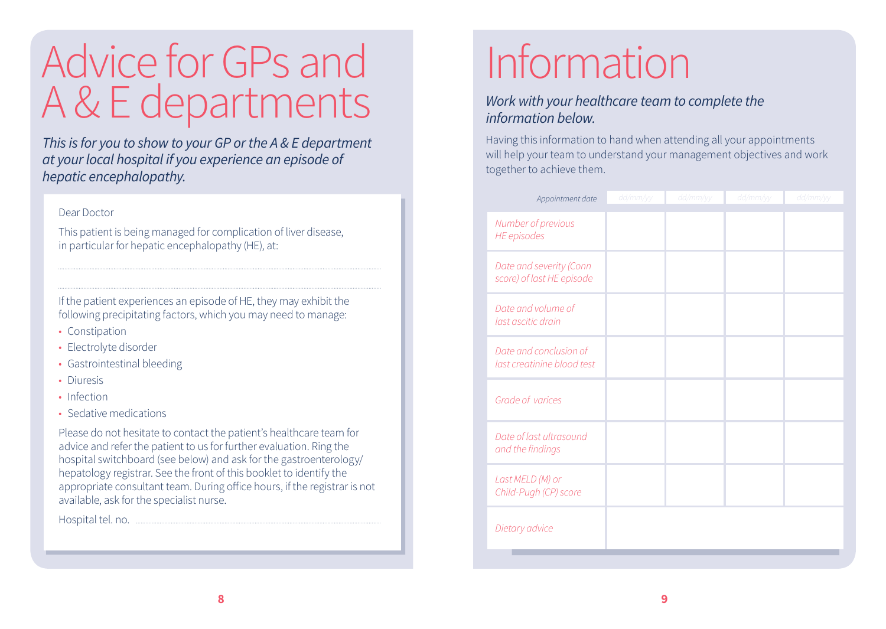# Advice for GPs and A & E departments

*This is for you to show to your GP or the A & E department at your local hospital if you experience an episode of hepatic encephalopathy.*

Dear Doctor

This patient is being managed for complication of liver disease, in particular for hepatic encephalopathy (HE), at:

.................................................................................................................................

.................................................................................................................................

If the patient experiences an episode of HE, they may exhibit the following precipitating factors, which you may need to manage:

- Constipation
- Electrolyte disorder
- Gastrointestinal bleeding
- Diuresis
- Infection
- Sedative medications

Please do not hesitate to contact the patient's healthcare team for advice and refer the patient to us for further evaluation. Ring the hospital switchboard (see below) and ask for the gastroenterology/hepatology registrar. See the front of this booklet to identify the appropriate consultant team. During office hours, if the registrar is not available, ask for the specialist nurse.

Hospital tel. no. .................................................................................................

# Information

*Work with your healthcare team to complete the information below.*

Having this information to hand when attending all your appointments will help your team to understand your management objectives and work together to achieve them.

| *Appointment date* | dd/mm/yy | dd/mm/yy | dd/mm/yy | dd/mm/yy |
|---|---|---|---|---|
| *Number of previous HE episodes* | | | | |
| *Date and severity (Conn score) of last HE episode* | | | | |
| *Date and volume of last ascitic drain* | | | | |
| *Date and conclusion of last creatinine blood test* | | | | |
| *Grade of varices* | | | | |
| *Date of last ultrasound and the findings* | | | | |
| *Last MELD (M) or Child-Pugh (CP) score* | | | | |
| *Dietary advice* | | | | |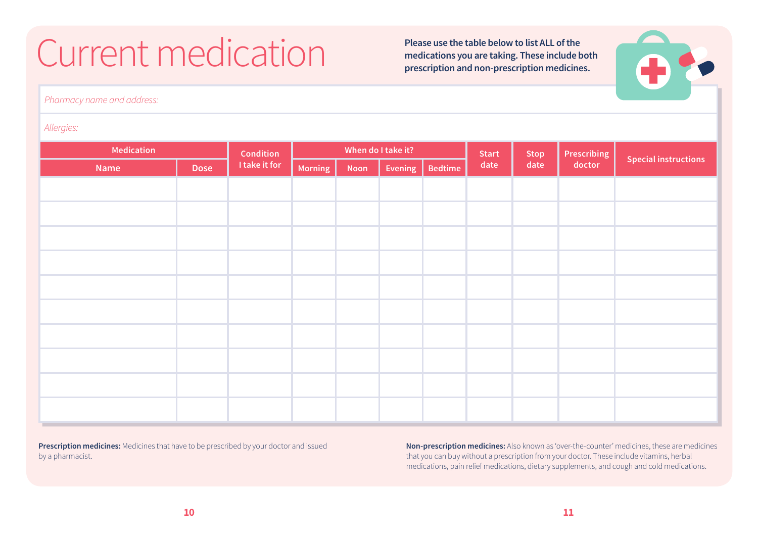# Current medication

**Please use the table below to list ALL of the medications you are taking. These include both prescription and non-prescription medicines.**

*Pharmacy name and address:*

*Allergies:*

| Medication | | Condition I take it for | When do I take it? | | | | Start date | Stop date | Prescribing doctor | Special instructions |
|---|---|---|---|---|---|---|---|---|---|---|
| Name | Dose | | Morning | Noon | Evening | Bedtime | | | | |
| | | | | | | | | | | |
| | | | | | | | | | | |
| | | | | | | | | | | |
| | | | | | | | | | | |
| | | | | | | | | | | |
| | | | | | | | | | | |
| | | | | | | | | | | |
| | | | | | | | | | | |
| | | | | | | | | | | |
| | | | | | | | | | | |

**Prescription medicines:** Medicines that have to be prescribed by your doctor and issued by a pharmacist.

**Non-prescription medicines:** Also known as 'over-the-counter' medicines, these are medicines that you can buy without a prescription from your doctor. These include vitamins, herbal medications, pain relief medications, dietary supplements, and cough and cold medications.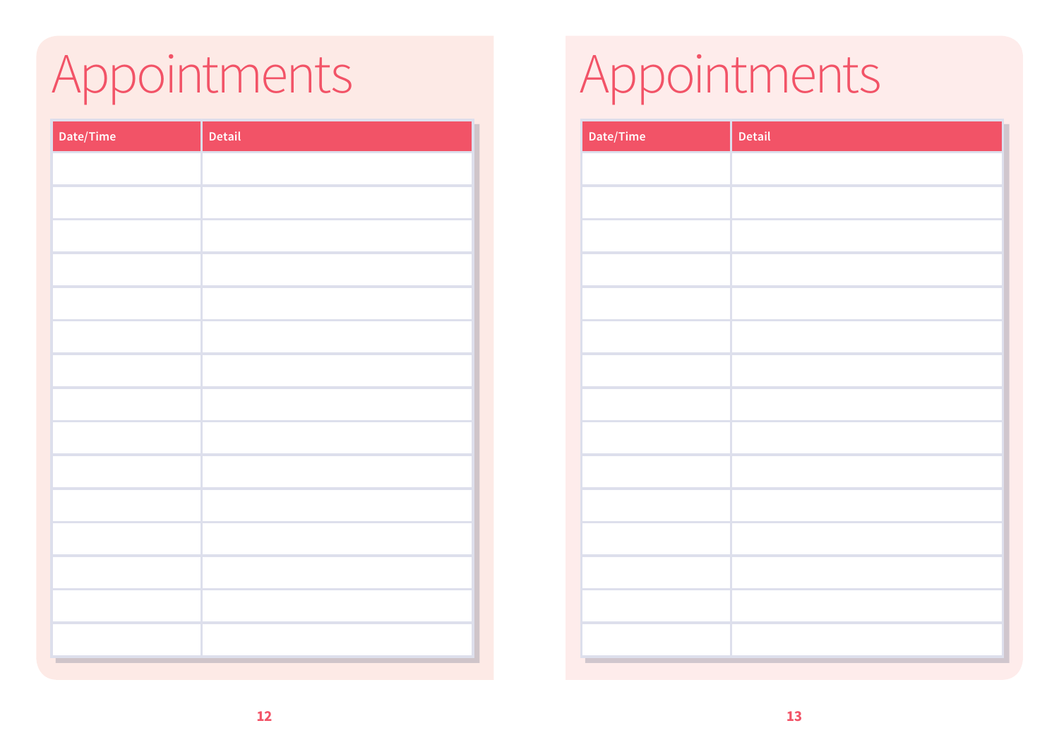# Appointments

| Date/Time | Detail |
|---|---|
| | |
| | |
| | |
| | |
| | |
| | |
| | |
| | |
| | |
| | |
| | |
| | |
| | |
| | |
| | |

# Appointments

| Date/Time | Detail |
|---|---|
| | |
| | |
| | |
| | |
| | |
| | |
| | |
| | |
| | |
| | |
| | |
| | |
| | |
| | |
| | |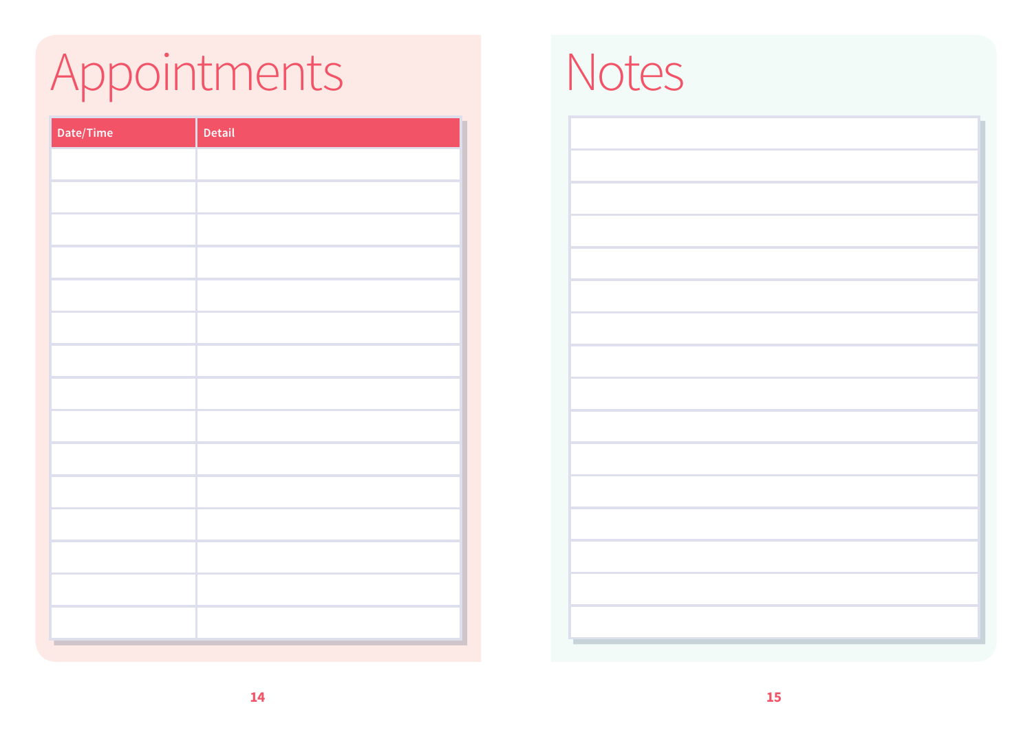# Appointments

| Date/Time | Detail |
| --- | --- |
| | |
| | |
| | |
| | |
| | |
| | |
| | |
| | |
| | |
| | |
| | |
| | |
| | |
| | |
| | |

# Notes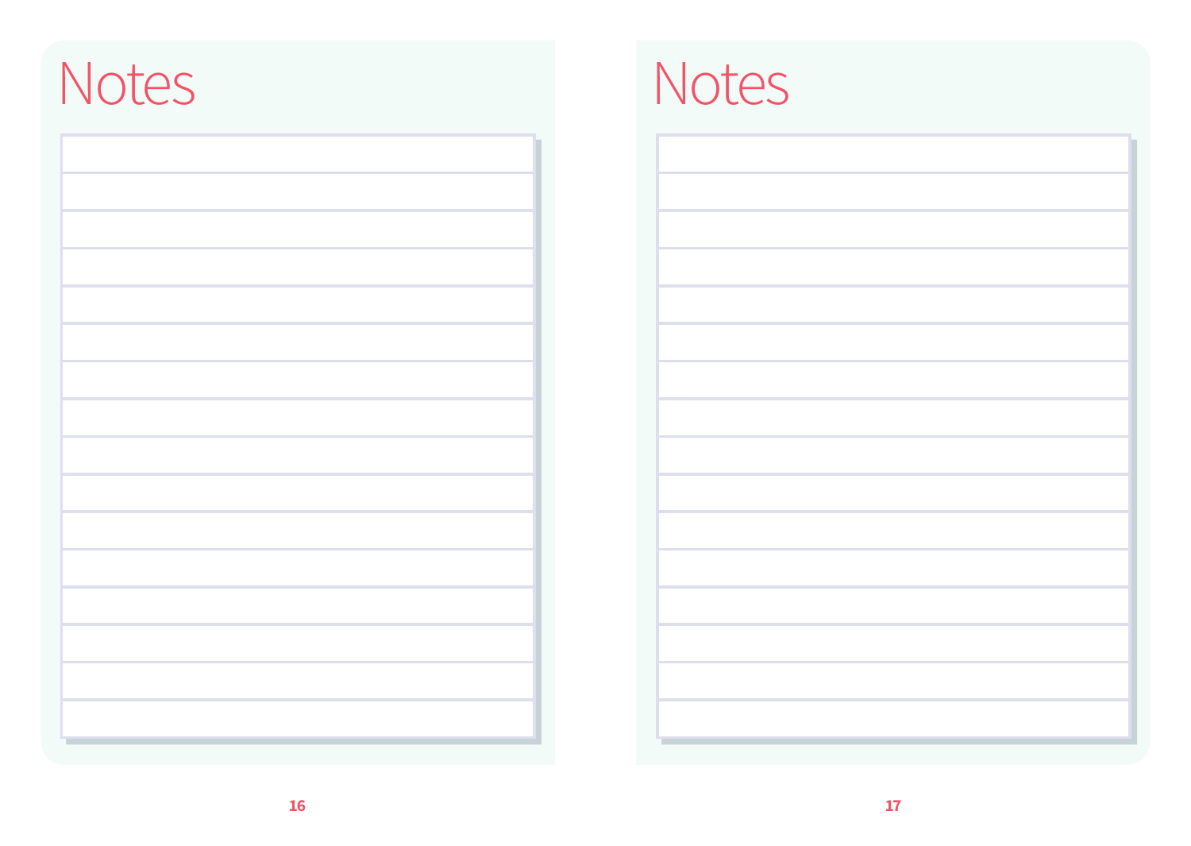# Notes

# Notes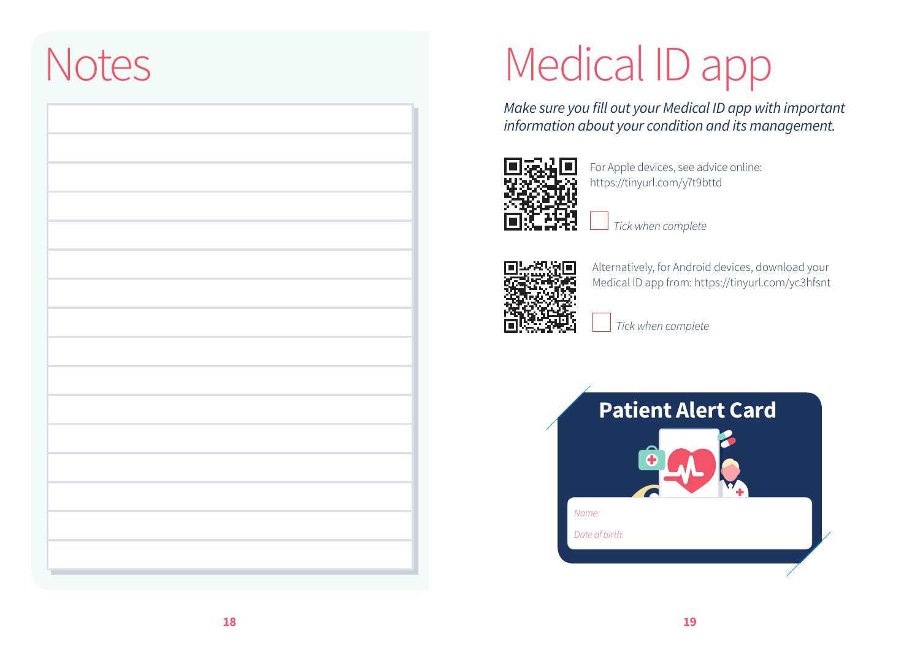# Notes

# Medical ID app

*Make sure you fill out your Medical ID app with important information about your condition and its management.*

For Apple devices, see advice online: https://tinyurl.com/y7t9bttd

☐ *Tick when complete*

Alternatively, for Android devices, download your Medical ID app from: https://tinyurl.com/yc3hfsnt

☐ *Tick when complete*

**Patient Alert Card**

*Name:*

*Date of birth:*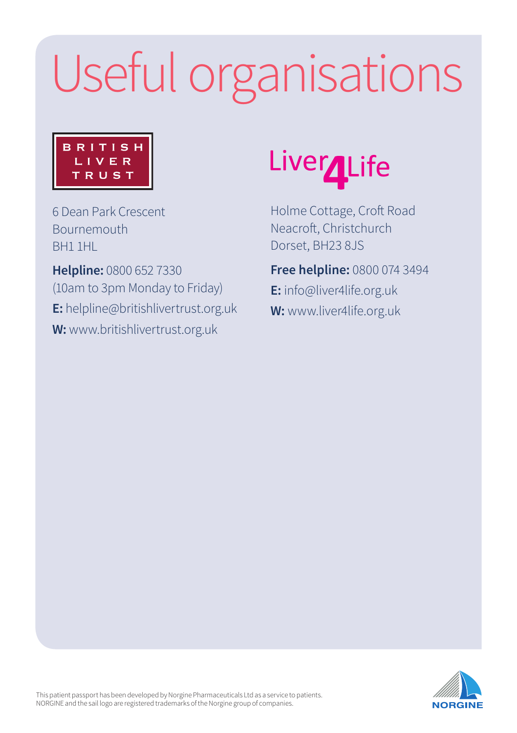# Useful organisations

## BRITISH LIVER TRUST

6 Dean Park Crescent
Bournemouth
BH1 1HL

**Helpline:** 0800 652 7330
(10am to 3pm Monday to Friday)

**E:** helpline@britishlivertrust.org.uk

**W:** www.britishlivertrust.org.uk

## Liver4Life

Holme Cottage, Croft Road
Neacroft, Christchurch
Dorset, BH23 8JS

**Free helpline:** 0800 074 3494

**E:** info@liver4life.org.uk

**W:** www.liver4life.org.uk

This patient passport has been developed by Norgine Pharmaceuticals Ltd as a service to patients.
NORGINE and the sail logo are registered trademarks of the Norgine group of companies.

NORGINE